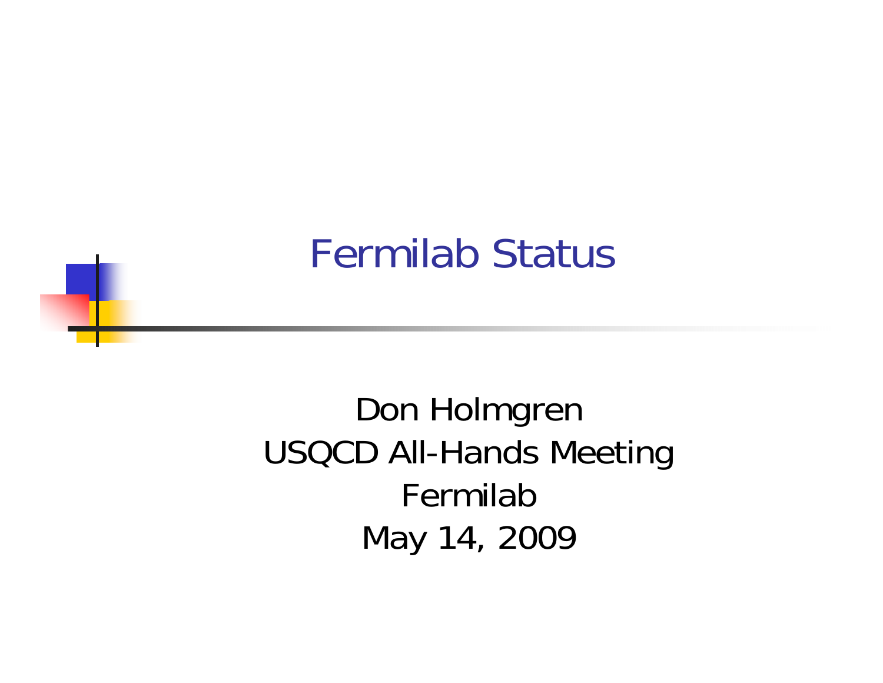# Fermilab Status

Don Holmgren
USQCD All-Hands Meeting
Fermilab
May 14, 2009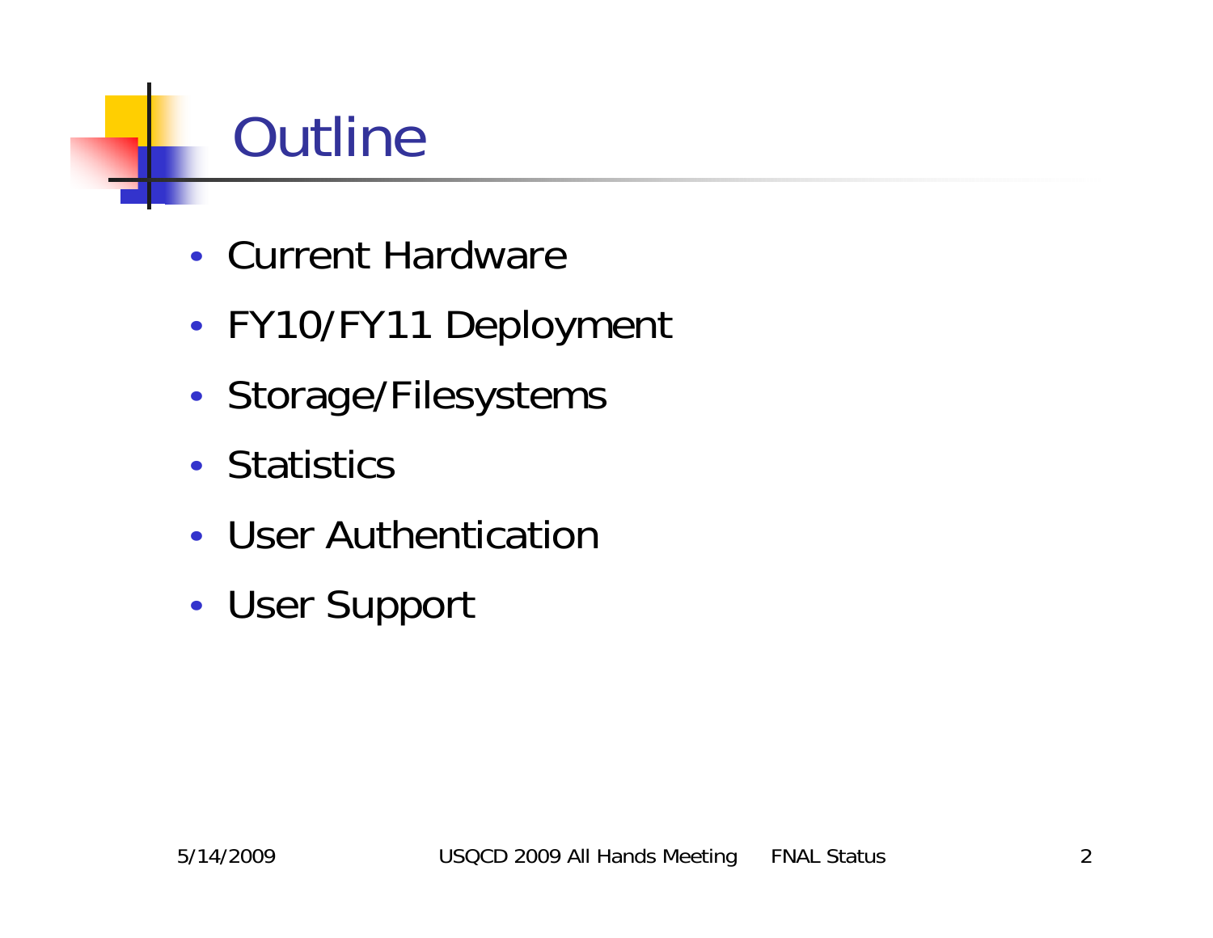# Outline

- Current Hardware
- FY10/FY11 Deployment
- Storage/Filesystems
- Statistics
- User Authentication
- User Support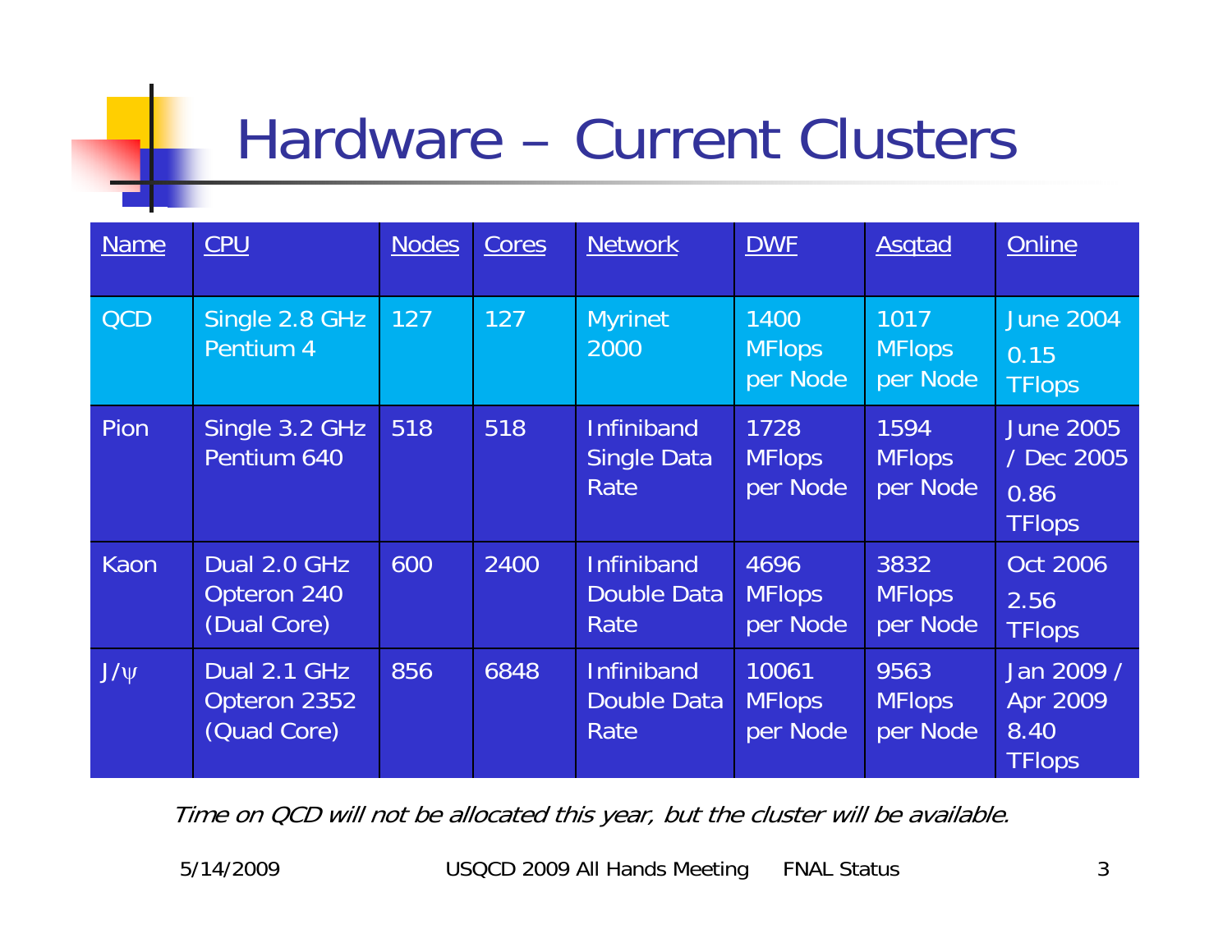# Hardware – Current Clusters

| Name | CPU | Nodes | Cores | Network | DWF | Asqtad | Online |
|---|---|---|---|---|---|---|---|
| QCD | Single 2.8 GHz Pentium 4 | 127 | 127 | Myrinet 2000 | 1400 MFlops per Node | 1017 MFlops per Node | June 2004 0.15 TFlops |
| Pion | Single 3.2 GHz Pentium 640 | 518 | 518 | Infiniband Single Data Rate | 1728 MFlops per Node | 1594 MFlops per Node | June 2005 / Dec 2005 0.86 TFlops |
| Kaon | Dual 2.0 GHz Opteron 240 (Dual Core) | 600 | 2400 | Infiniband Double Data Rate | 4696 MFlops per Node | 3832 MFlops per Node | Oct 2006 2.56 TFlops |
| $J/\psi$ | Dual 2.1 GHz Opteron 2352 (Quad Core) | 856 | 6848 | Infiniband Double Data Rate | 10061 MFlops per Node | 9563 MFlops per Node | Jan 2009 / Apr 2009 8.40 TFlops |

*Time on QCD will not be allocated this year, but the cluster will be available.*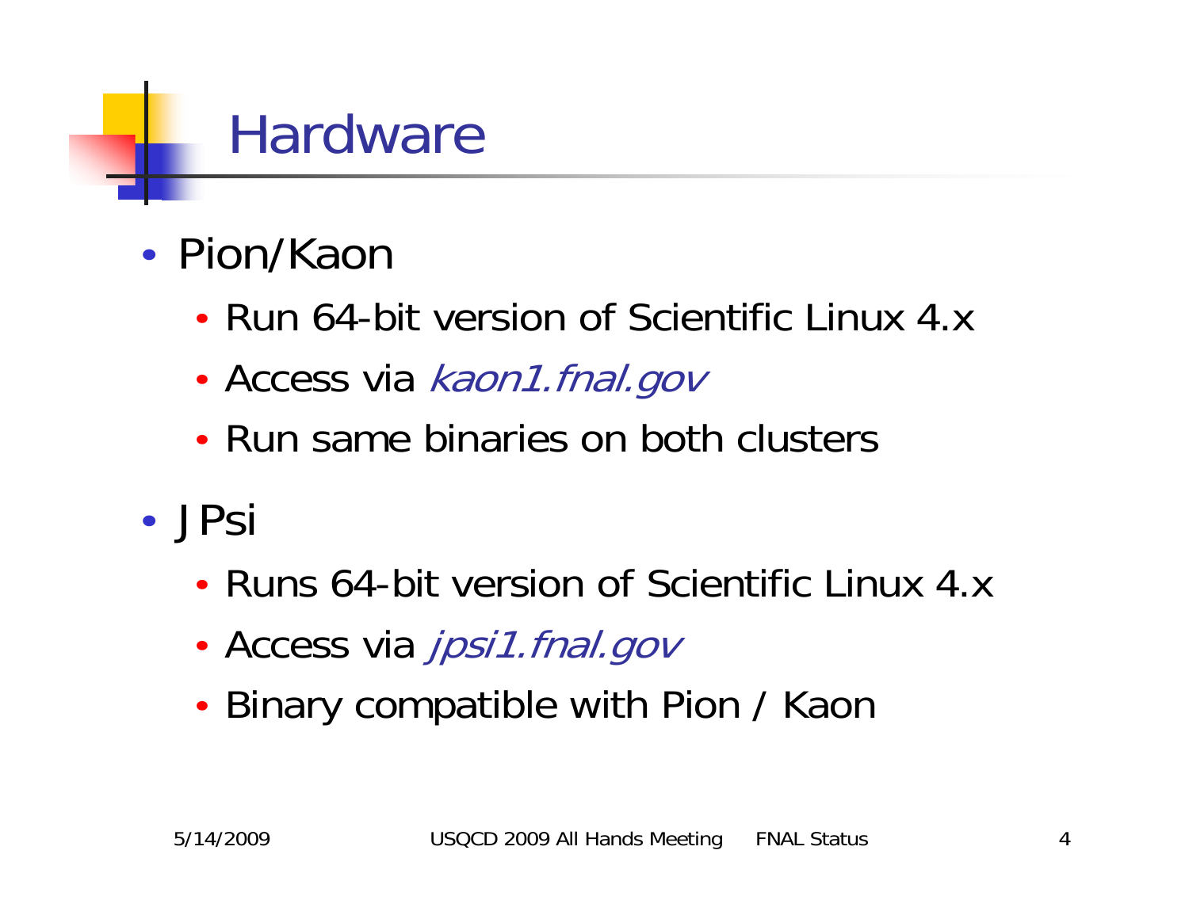# Hardware

- Pion/Kaon
  - Run 64-bit version of Scientific Linux 4.x
  - Access via *kaon1.fnal.gov*
  - Run same binaries on both clusters
- JPsi
  - Runs 64-bit version of Scientific Linux 4.x
  - Access via *jpsi1.fnal.gov*
  - Binary compatible with Pion / Kaon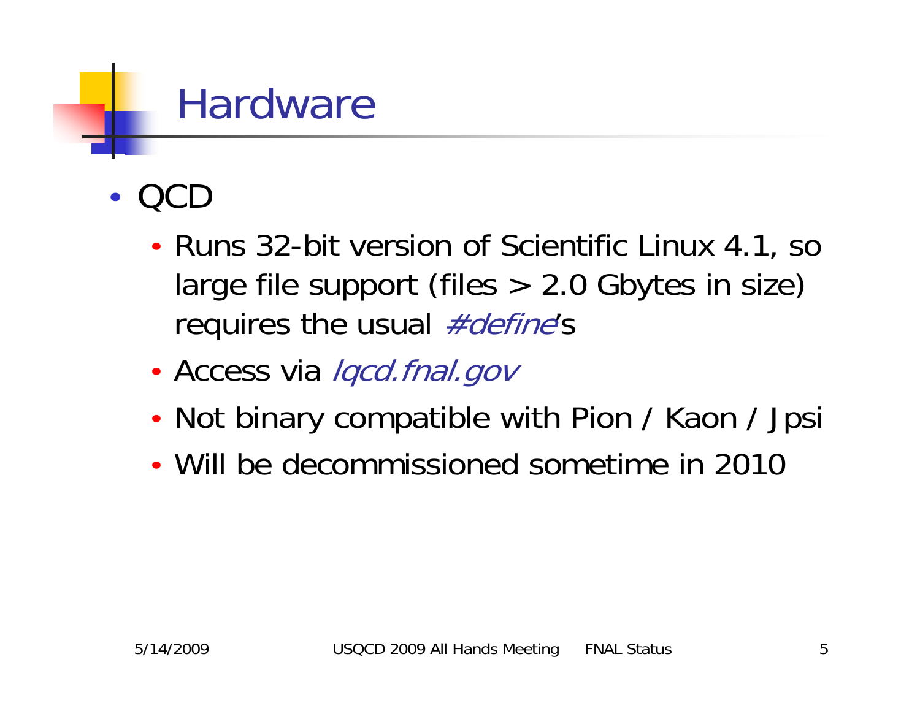# Hardware

- QCD
  - Runs 32-bit version of Scientific Linux 4.1, so large file support (files > 2.0 Gbytes in size) requires the usual *#define*'s
  - Access via *lqcd.fnal.gov*
  - Not binary compatible with Pion / Kaon / Jpsi
  - Will be decommissioned sometime in 2010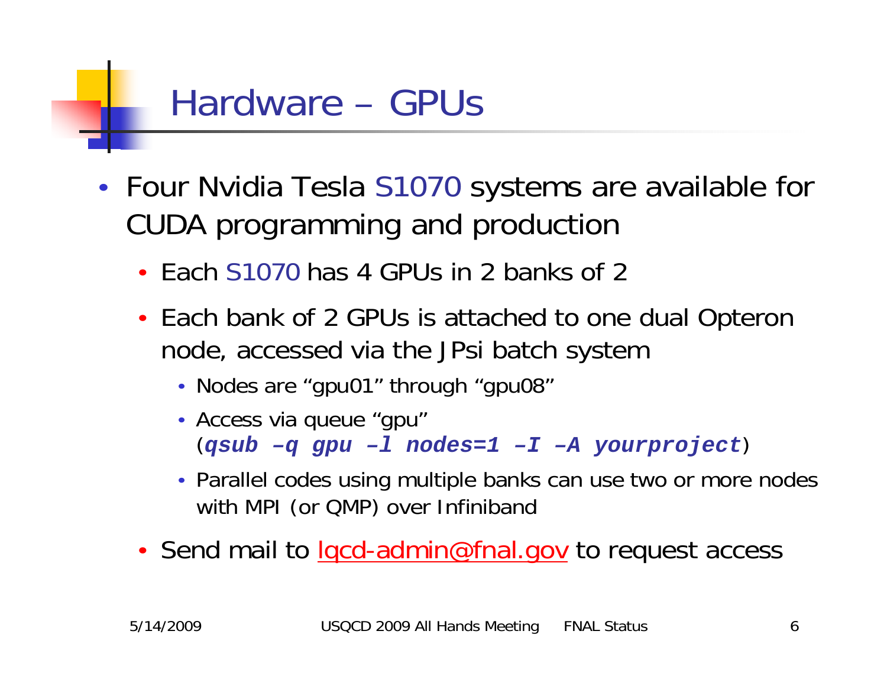# Hardware – GPUs

- Four Nvidia Tesla S1070 systems are available for CUDA programming and production
  - Each S1070 has 4 GPUs in 2 banks of 2
  - Each bank of 2 GPUs is attached to one dual Opteron node, accessed via the JPsi batch system
    - Nodes are “gpu01” through “gpu08”
    - Access via queue “gpu” (***qsub –q gpu –l nodes=1 –I –A yourproject***)
    - Parallel codes using multiple banks can use two or more nodes with MPI (or QMP) over Infiniband
  - Send mail to lqcd-admin@fnal.gov to request access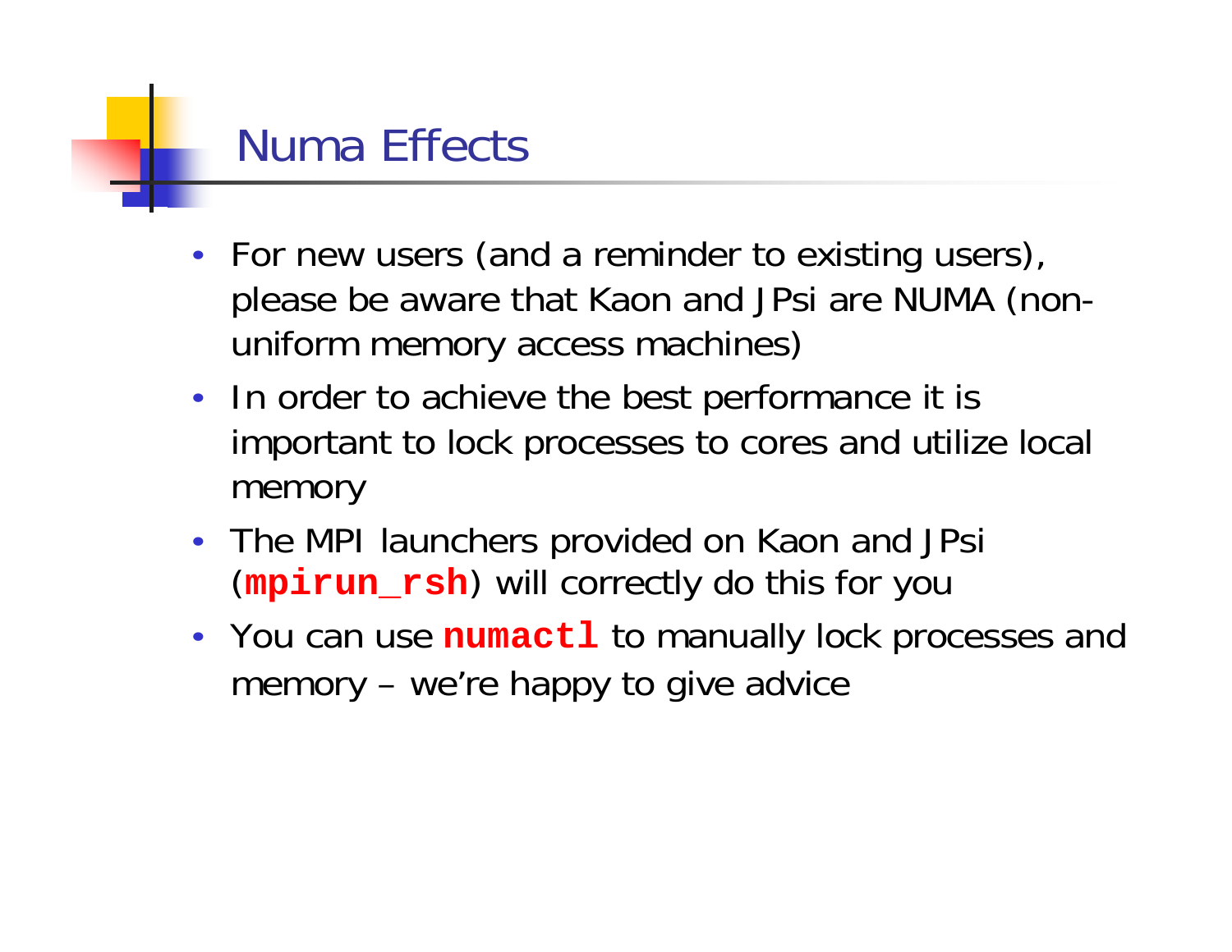# Numa Effects

- For new users (and a reminder to existing users), please be aware that Kaon and JPsi are NUMA (non-uniform memory access machines)
- In order to achieve the best performance it is important to lock processes to cores and utilize local memory
- The MPI launchers provided on Kaon and JPsi (**`mpirun_rsh`**) will correctly do this for you
- You can use **`numactl`** to manually lock processes and memory – we're happy to give advice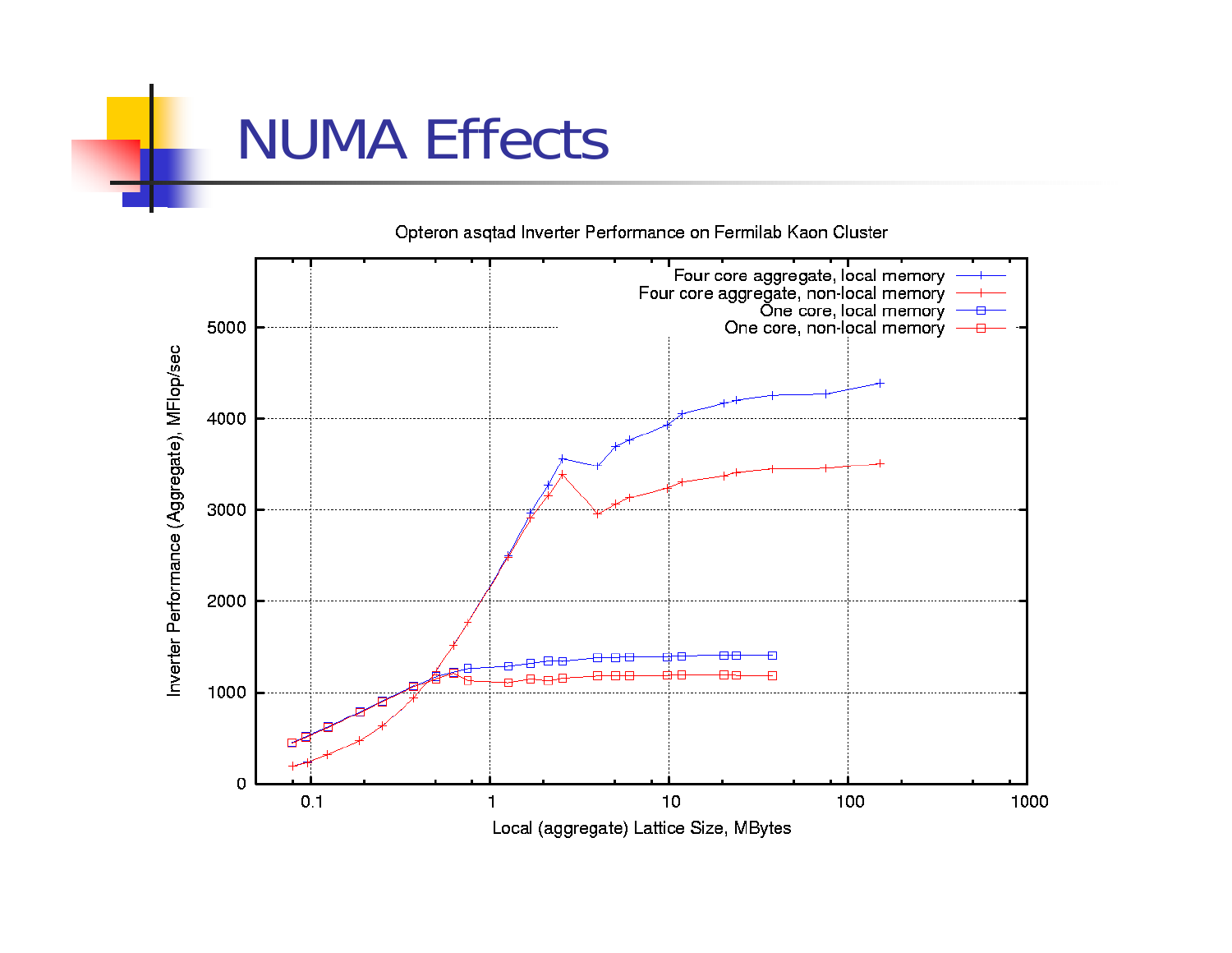# NUMA Effects

Opteron asqtad Inverter Performance on Fermilab Kaon Cluster

Legend:
- Four core aggregate, local memory
- Four core aggregate, non-local memory
- One core, local memory
- One core, non-local memory

Y-axis: Inverter Performance (Aggregate), MFlop/sec (0, 1000, 2000, 3000, 4000, 5000)

X-axis: Local (aggregate) Lattice Size, MBytes (0.1, 1, 10, 100, 1000)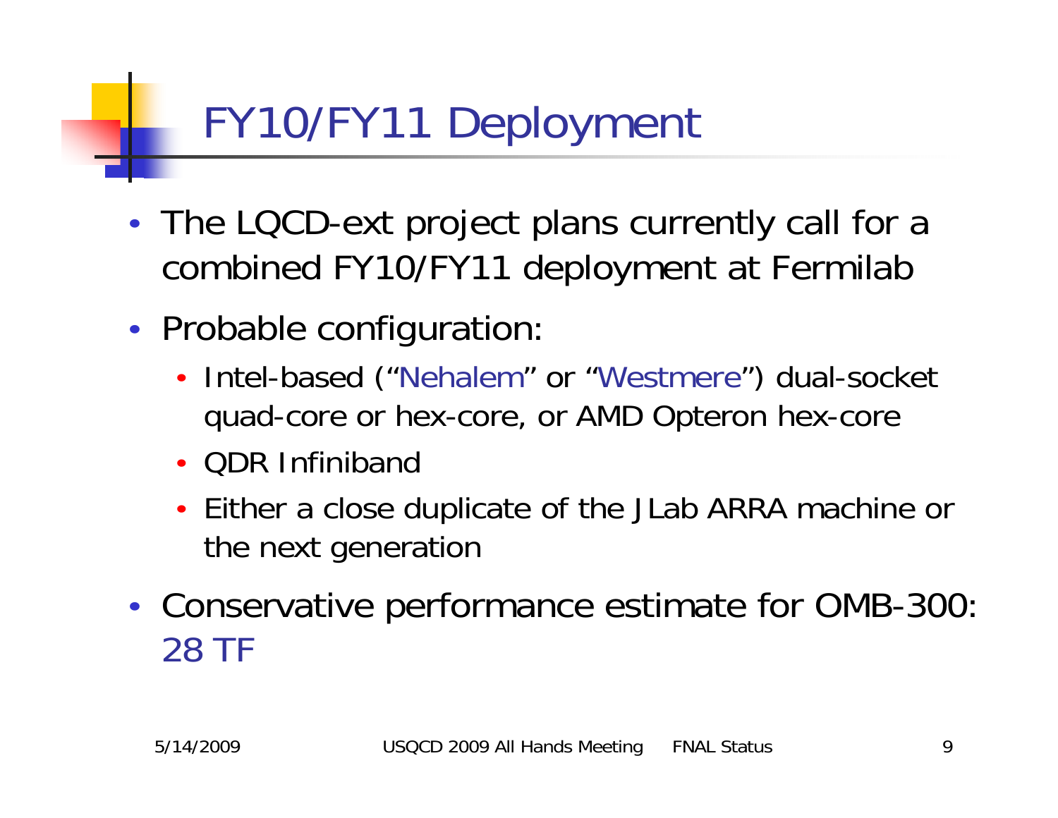# FY10/FY11 Deployment

- The LQCD-ext project plans currently call for a combined FY10/FY11 deployment at Fermilab
- Probable configuration:
  - Intel-based ("Nehalem" or "Westmere") dual-socket quad-core or hex-core, or AMD Opteron hex-core
  - QDR Infiniband
  - Either a close duplicate of the JLab ARRA machine or the next generation
- Conservative performance estimate for OMB-300: 28 TF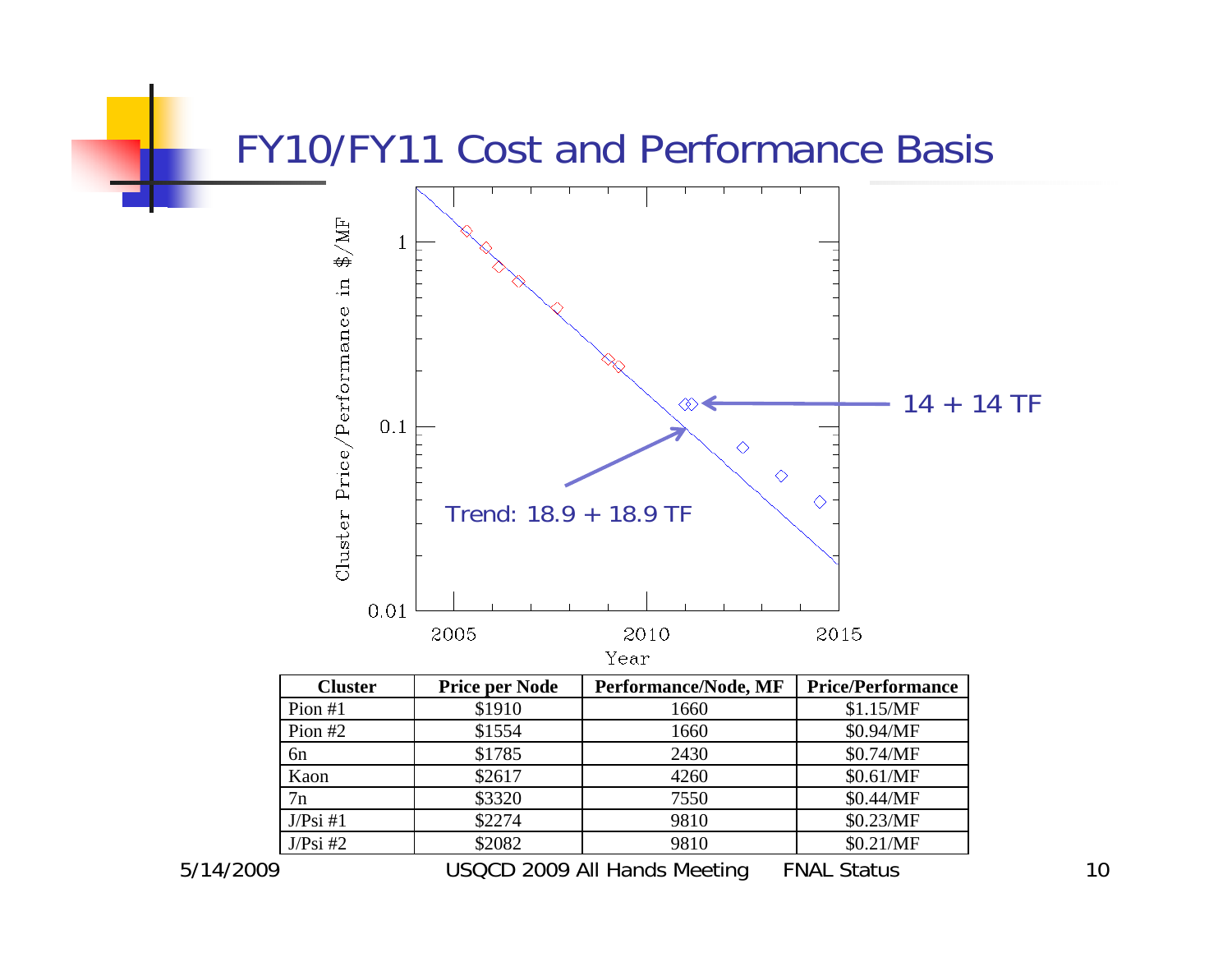# FY10/FY11 Cost and Performance Basis

14 + 14 TF

Trend: 18.9 + 18.9 TF

| Cluster | Price per Node | Performance/Node, MF | Price/Performance |
|---|---|---|---|
| Pion #1 | $1910 | 1660 | $1.15/MF |
| Pion #2 | $1554 | 1660 | $0.94/MF |
| 6n | $1785 | 2430 | $0.74/MF |
| Kaon | $2617 | 4260 | $0.61/MF |
| 7n | $3320 | 7550 | $0.44/MF |
| J/Psi #1 | $2274 | 9810 | $0.23/MF |
| J/Psi #2 | $2082 | 9810 | $0.21/MF |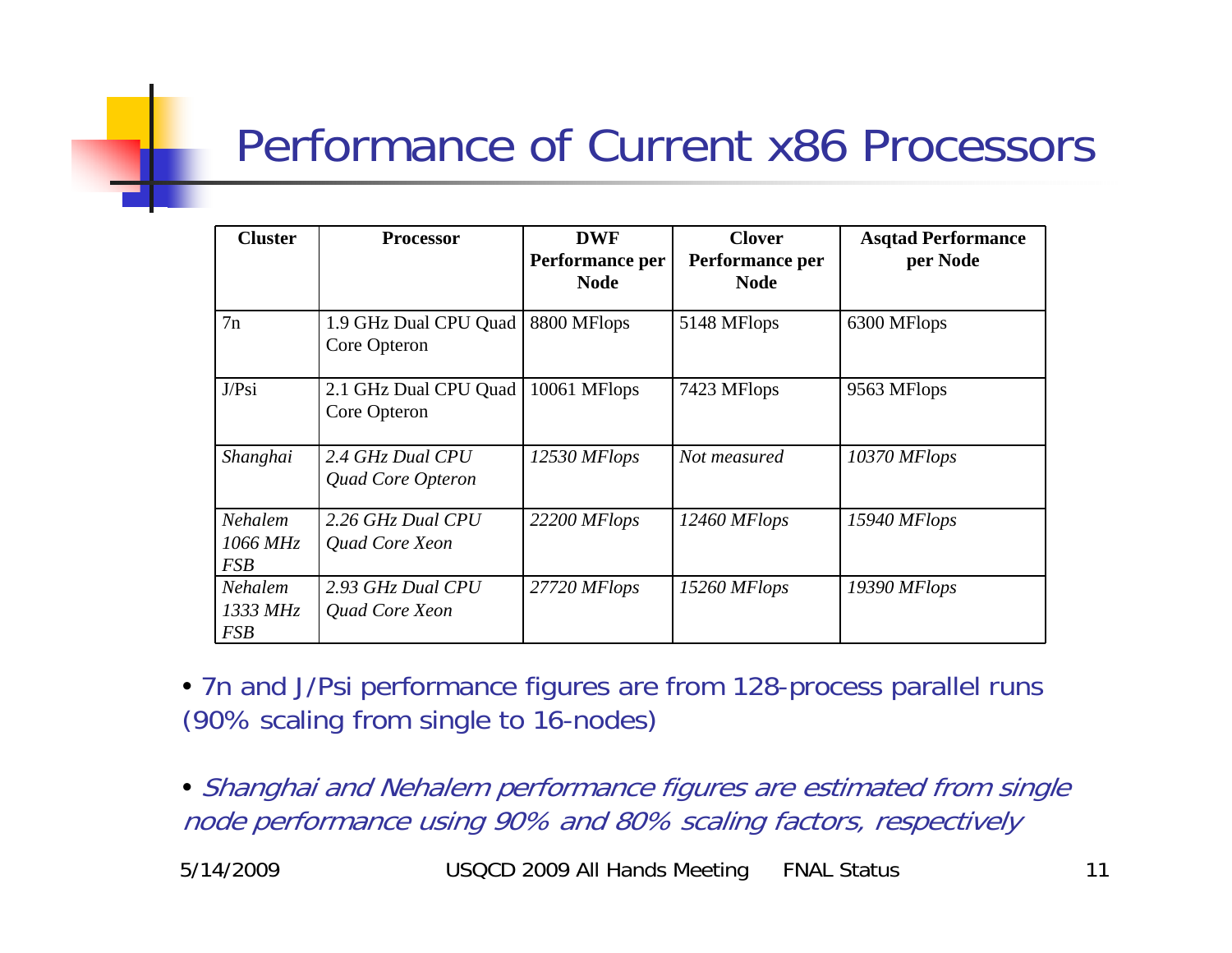# Performance of Current x86 Processors

| Cluster | Processor | DWF Performance per Node | Clover Performance per Node | Asqtad Performance per Node |
|---|---|---|---|---|
| 7n | 1.9 GHz Dual CPU Quad Core Opteron | 8800 MFlops | 5148 MFlops | 6300 MFlops |
| J/Psi | 2.1 GHz Dual CPU Quad Core Opteron | 10061 MFlops | 7423 MFlops | 9563 MFlops |
| *Shanghai* | *2.4 GHz Dual CPU Quad Core Opteron* | *12530 MFlops* | *Not measured* | *10370 MFlops* |
| *Nehalem 1066 MHz FSB* | *2.26 GHz Dual CPU Quad Core Xeon* | *22200 MFlops* | *12460 MFlops* | *15940 MFlops* |
| *Nehalem 1333 MHz FSB* | *2.93 GHz Dual CPU Quad Core Xeon* | *27720 MFlops* | *15260 MFlops* | *19390 MFlops* |

- 7n and J/Psi performance figures are from 128-process parallel runs (90% scaling from single to 16-nodes)

- *Shanghai and Nehalem performance figures are estimated from single node performance using 90% and 80% scaling factors, respectively*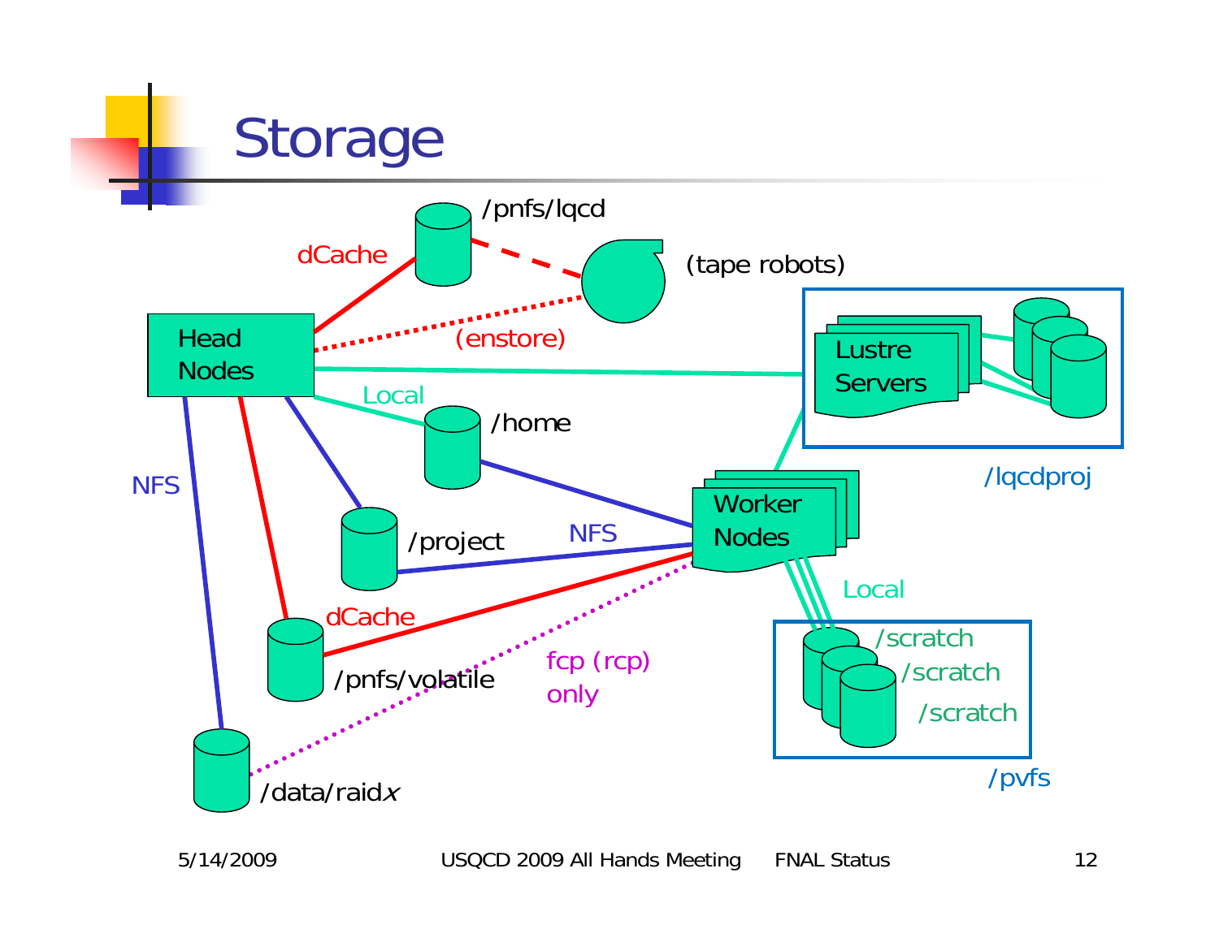# Storage

/pnfs/lqcd

dCache

(tape robots)

(enstore)

Head Nodes

Lustre Servers

/lqcdproj

Local

/home

NFS

/project

NFS

Worker Nodes

Local

dCache

/pnfs/volatile

fcp (rcp) only

/scratch

/scratch

/scratch

/pvfs

/data/raid*x*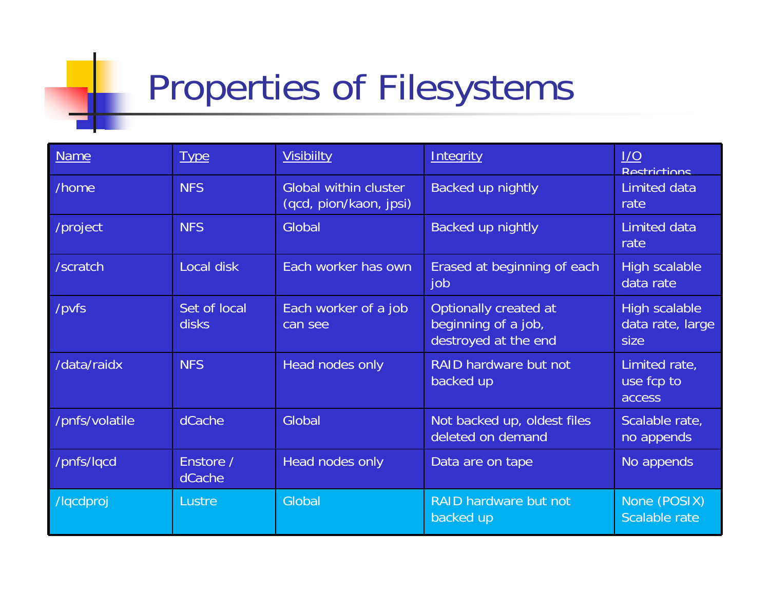# Properties of Filesystems

| Name | Type | Visibiilty | Integrity | I/O Restrictions |
|---|---|---|---|---|
| /home | NFS | Global within cluster (qcd, pion/kaon, jpsi) | Backed up nightly | Limited data rate |
| /project | NFS | Global | Backed up nightly | Limited data rate |
| /scratch | Local disk | Each worker has own | Erased at beginning of each job | High scalable data rate |
| /pvfs | Set of local disks | Each worker of a job can see | Optionally created at beginning of a job, destroyed at the end | High scalable data rate, large size |
| /data/raidx | NFS | Head nodes only | RAID hardware but not backed up | Limited rate, use fcp to access |
| /pnfs/volatile | dCache | Global | Not backed up, oldest files deleted on demand | Scalable rate, no appends |
| /pnfs/lqcd | Enstore / dCache | Head nodes only | Data are on tape | No appends |
| /lqcdproj | Lustre | Global | RAID hardware but not backed up | None (POSIX) Scalable rate |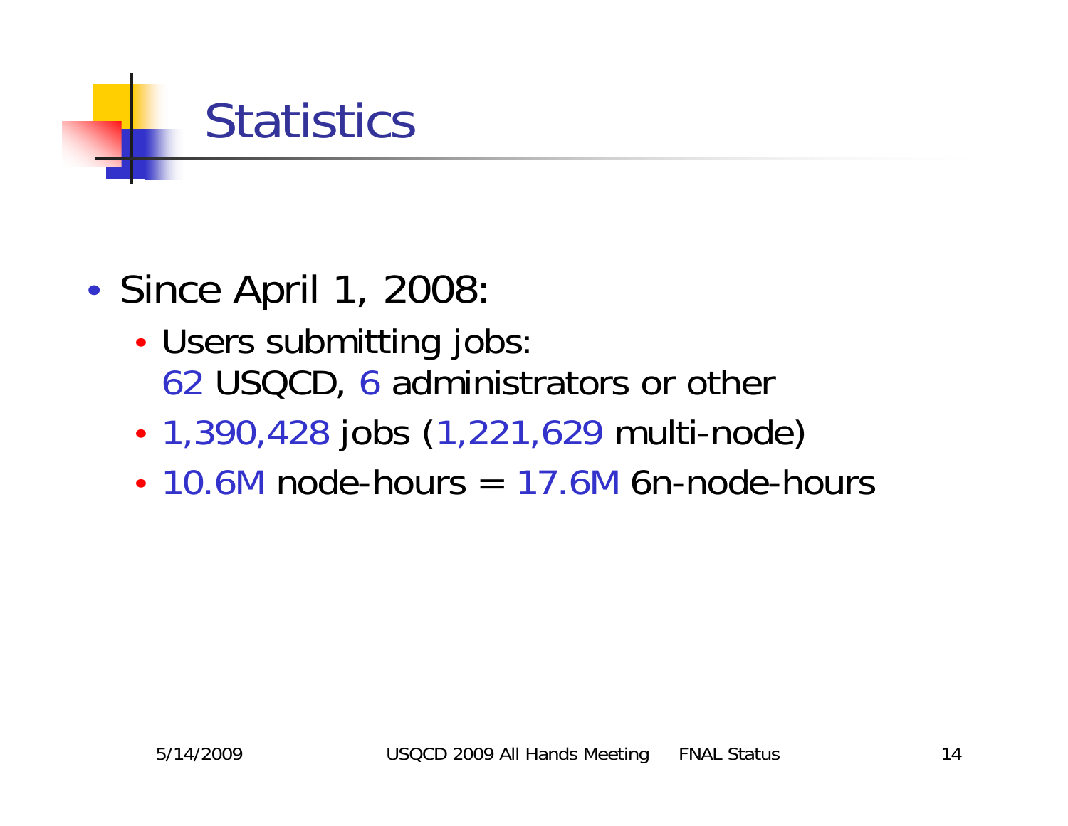# Statistics

- Since April 1, 2008:
  - Users submitting jobs:
    62 USQCD, 6 administrators or other
  - 1,390,428 jobs (1,221,629 multi-node)
  - 10.6M node-hours = 17.6M 6n-node-hours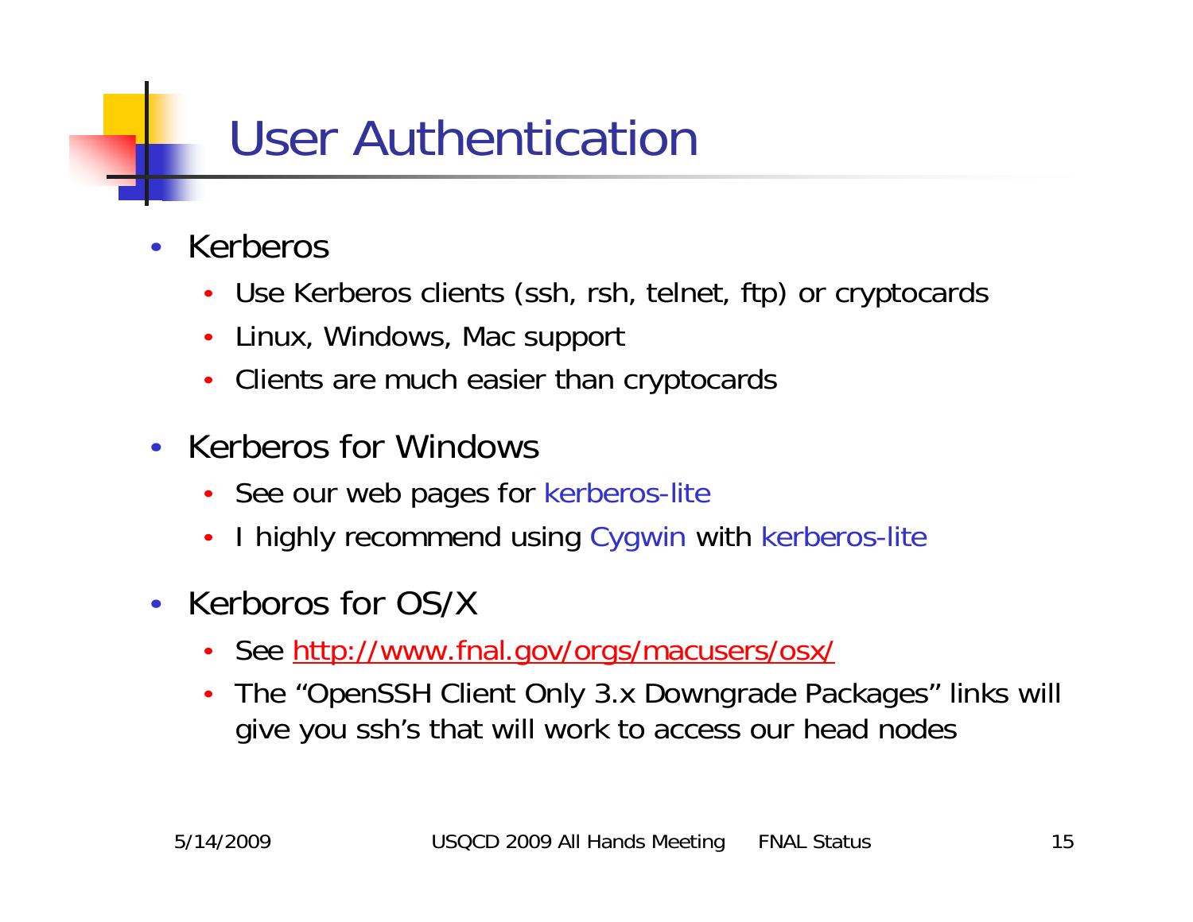# User Authentication

- Kerberos
  - Use Kerberos clients (ssh, rsh, telnet, ftp) or cryptocards
  - Linux, Windows, Mac support
  - Clients are much easier than cryptocards
- Kerberos for Windows
  - See our web pages for kerberos-lite
  - I highly recommend using Cygwin with kerberos-lite
- Kerboros for OS/X
  - See http://www.fnal.gov/orgs/macusers/osx/
  - The “OpenSSH Client Only 3.x Downgrade Packages” links will give you ssh’s that will work to access our head nodes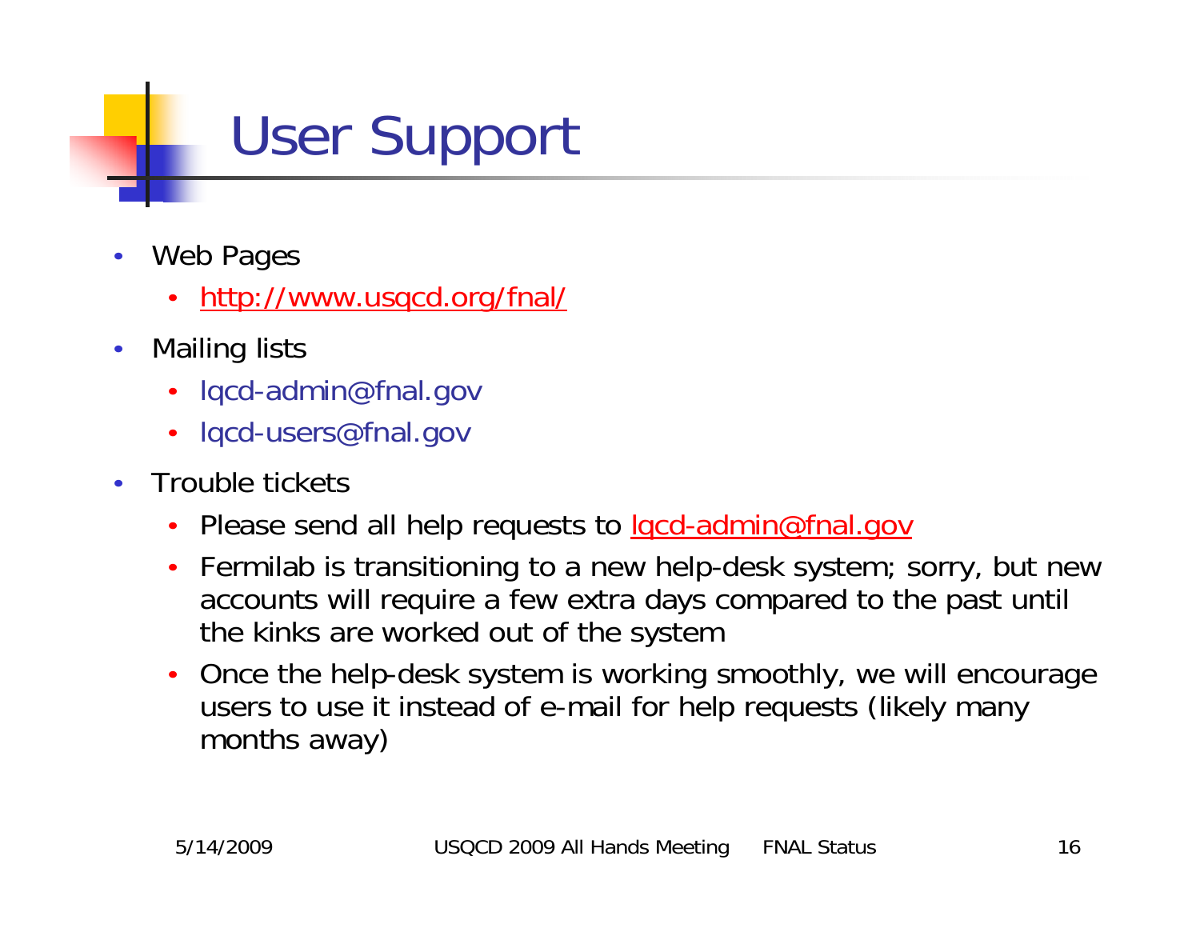# User Support

- Web Pages
  - http://www.usqcd.org/fnal/
- Mailing lists
  - lqcd-admin@fnal.gov
  - lqcd-users@fnal.gov
- Trouble tickets
  - Please send all help requests to lqcd-admin@fnal.gov
  - Fermilab is transitioning to a new help-desk system; sorry, but new accounts will require a few extra days compared to the past until the kinks are worked out of the system
  - Once the help-desk system is working smoothly, we will encourage users to use it instead of e-mail for help requests (likely many months away)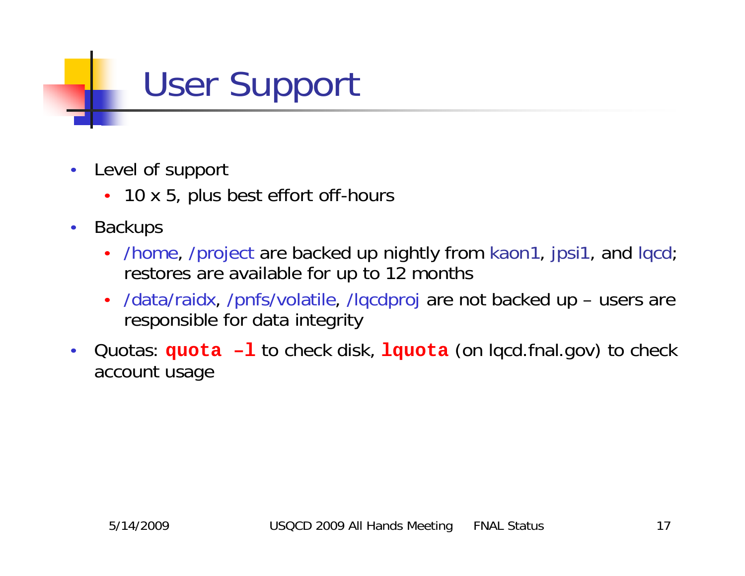# User Support

- Level of support
  - 10 x 5, plus best effort off-hours
- Backups
  - /home, /project are backed up nightly from kaon1, jpsi1, and lqcd; restores are available for up to 12 months
  - /data/raidx, /pnfs/volatile, /lqcdproj are not backed up – users are responsible for data integrity
- Quotas: **`quota –l`** to check disk, **`lquota`** (on lqcd.fnal.gov) to check account usage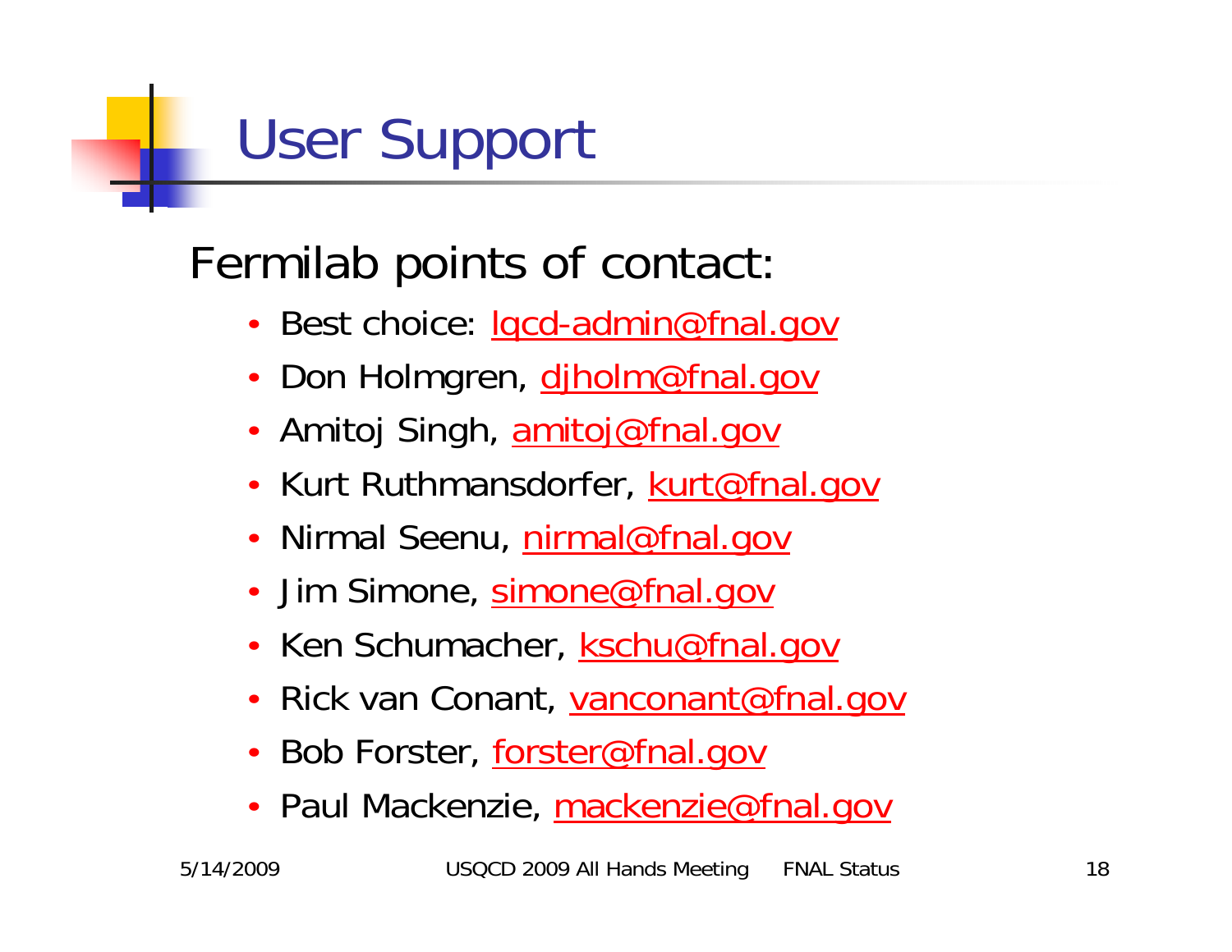# User Support

Fermilab points of contact:

- Best choice: lqcd-admin@fnal.gov
- Don Holmgren, djholm@fnal.gov
- Amitoj Singh, amitoj@fnal.gov
- Kurt Ruthmansdorfer, kurt@fnal.gov
- Nirmal Seenu, nirmal@fnal.gov
- Jim Simone, simone@fnal.gov
- Ken Schumacher, kschu@fnal.gov
- Rick van Conant, vanconant@fnal.gov
- Bob Forster, forster@fnal.gov
- Paul Mackenzie, mackenzie@fnal.gov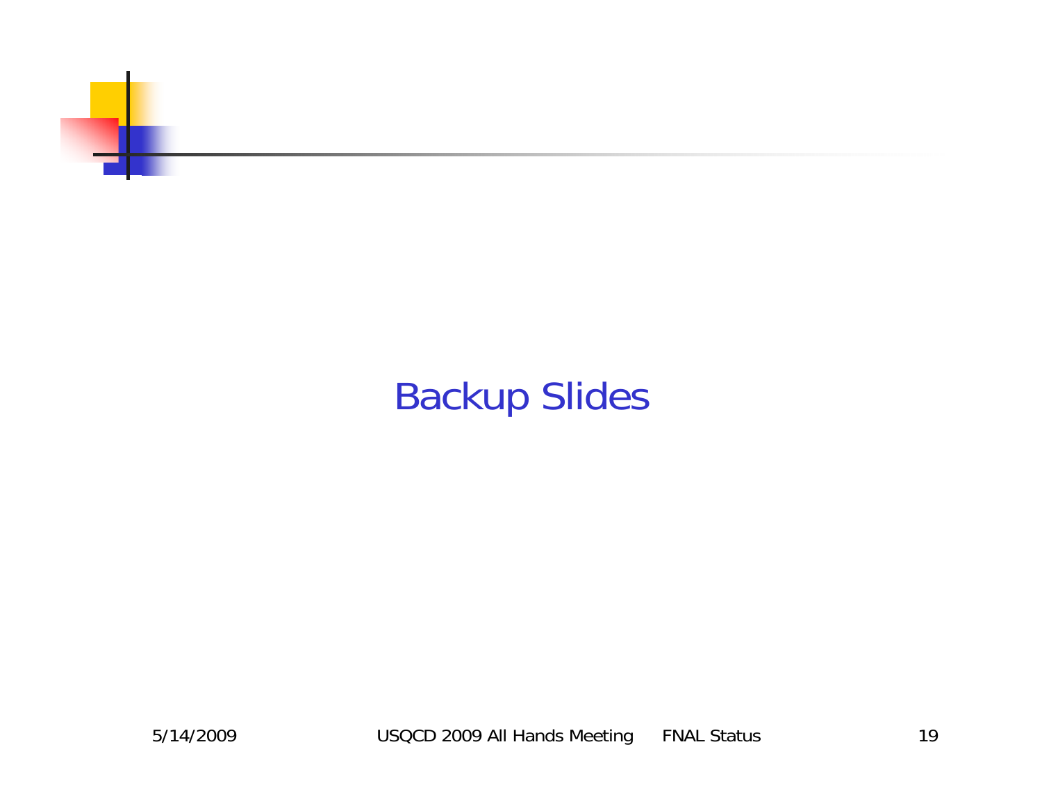# Backup Slides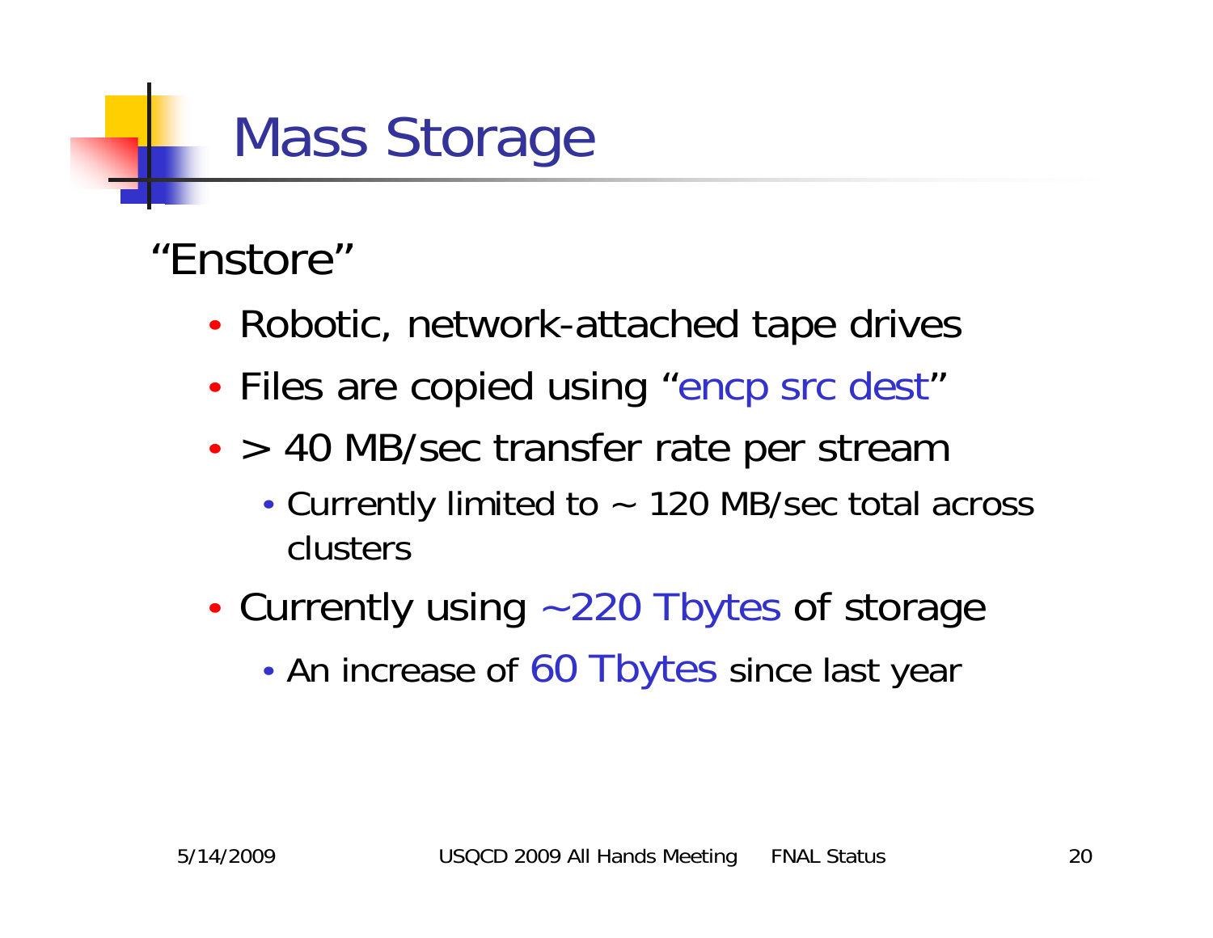# Mass Storage

"Enstore"

- Robotic, network-attached tape drives
- Files are copied using "encp src dest"
- > 40 MB/sec transfer rate per stream
  - Currently limited to ~ 120 MB/sec total across clusters
- Currently using ~220 Tbytes of storage
  - An increase of 60 Tbytes since last year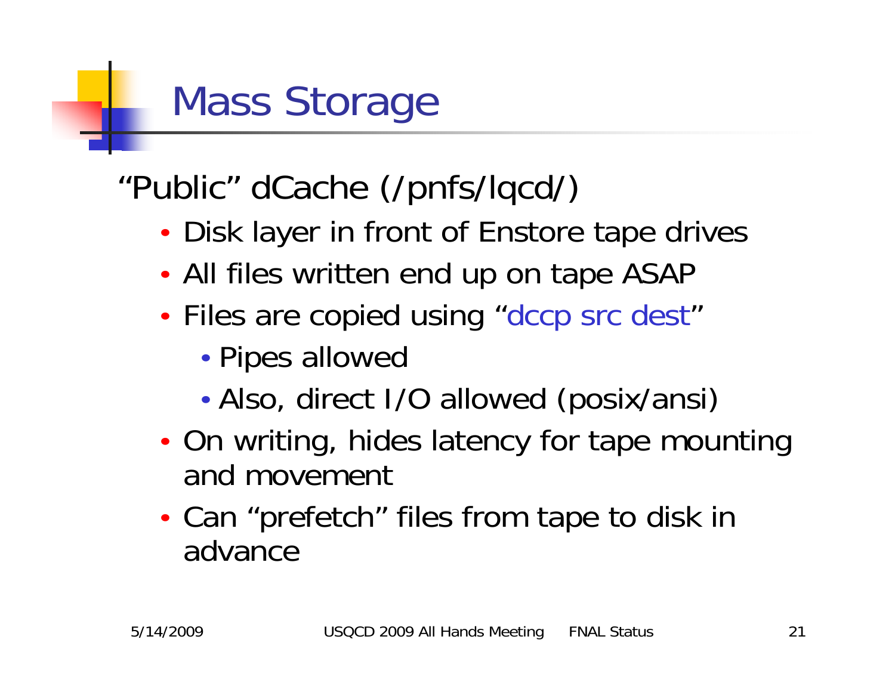# Mass Storage

"Public" dCache (/pnfs/lqcd/)

- Disk layer in front of Enstore tape drives
- All files written end up on tape ASAP
- Files are copied using "dccp src dest"
  - Pipes allowed
  - Also, direct I/O allowed (posix/ansi)
- On writing, hides latency for tape mounting and movement
- Can "prefetch" files from tape to disk in advance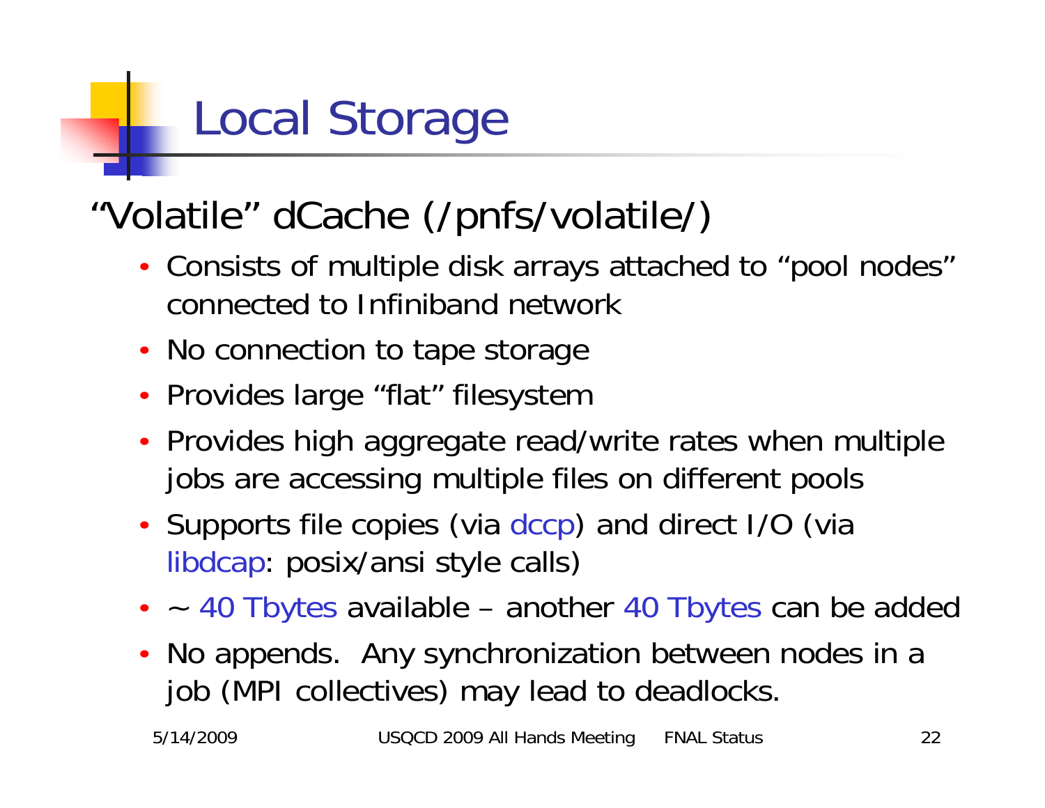# Local Storage

## "Volatile" dCache (/pnfs/volatile/)

- Consists of multiple disk arrays attached to "pool nodes" connected to Infiniband network
- No connection to tape storage
- Provides large "flat" filesystem
- Provides high aggregate read/write rates when multiple jobs are accessing multiple files on different pools
- Supports file copies (via dccp) and direct I/O (via libdcap: posix/ansi style calls)
- ~ 40 Tbytes available – another 40 Tbytes can be added
- No appends. Any synchronization between nodes in a job (MPI collectives) may lead to deadlocks.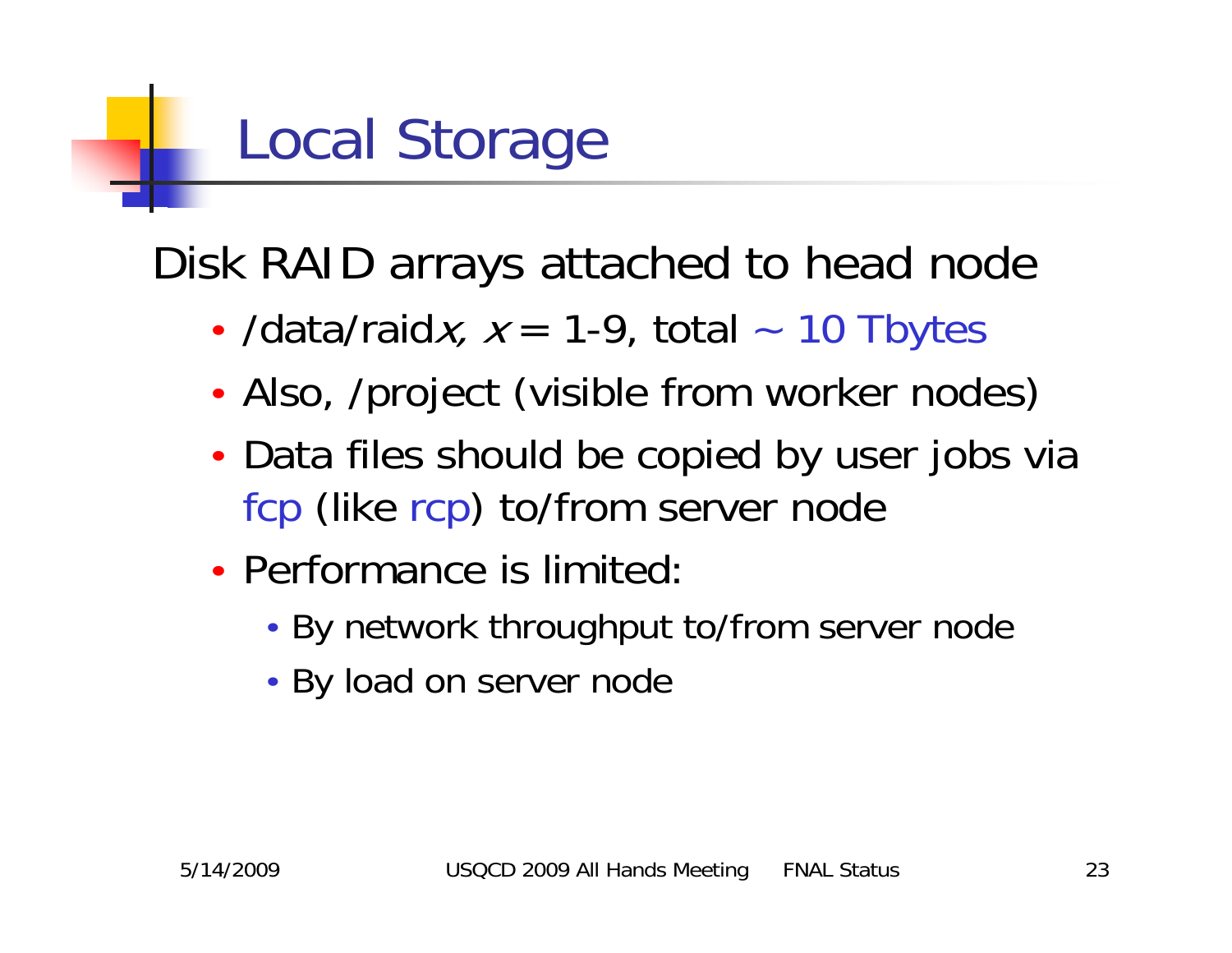# Local Storage

Disk RAID arrays attached to head node

- /data/raid$x$, $x = 1$-9, total ~ 10 Tbytes
- Also, /project (visible from worker nodes)
- Data files should be copied by user jobs via fcp (like rcp) to/from server node
- Performance is limited:
  - By network throughput to/from server node
  - By load on server node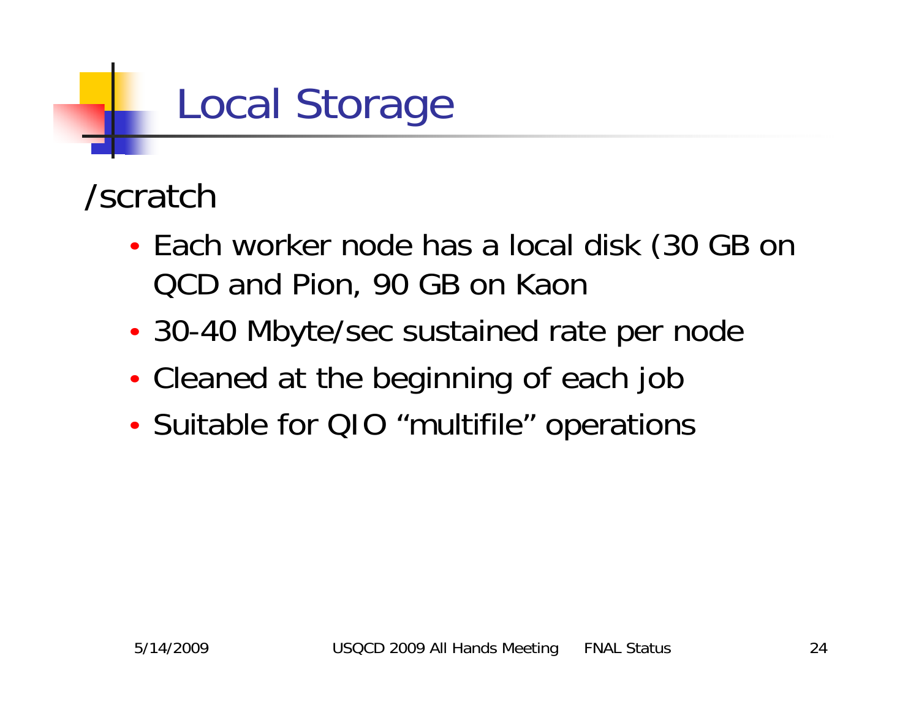# Local Storage

/scratch

- Each worker node has a local disk (30 GB on QCD and Pion, 90 GB on Kaon
- 30-40 Mbyte/sec sustained rate per node
- Cleaned at the beginning of each job
- Suitable for QIO “multifile” operations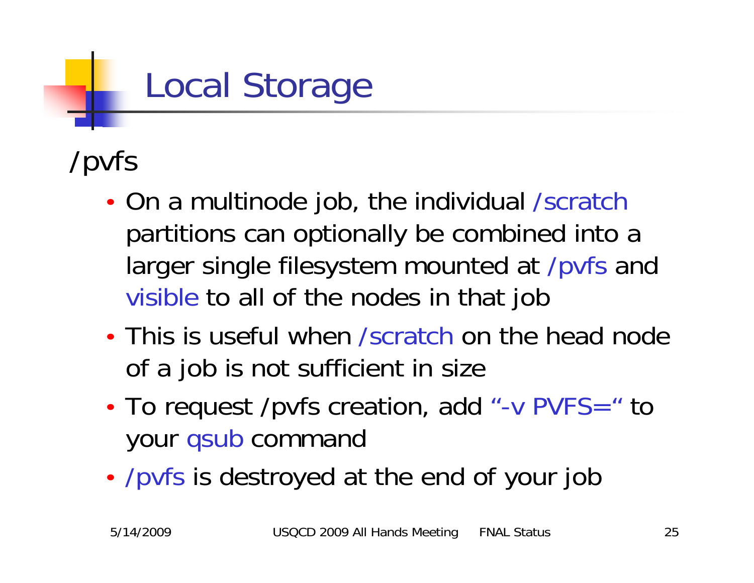# Local Storage

## /pvfs

- On a multinode job, the individual /scratch partitions can optionally be combined into a larger single filesystem mounted at /pvfs and visible to all of the nodes in that job
- This is useful when /scratch on the head node of a job is not sufficient in size
- To request /pvfs creation, add "-v PVFS=" to your qsub command
- /pvfs is destroyed at the end of your job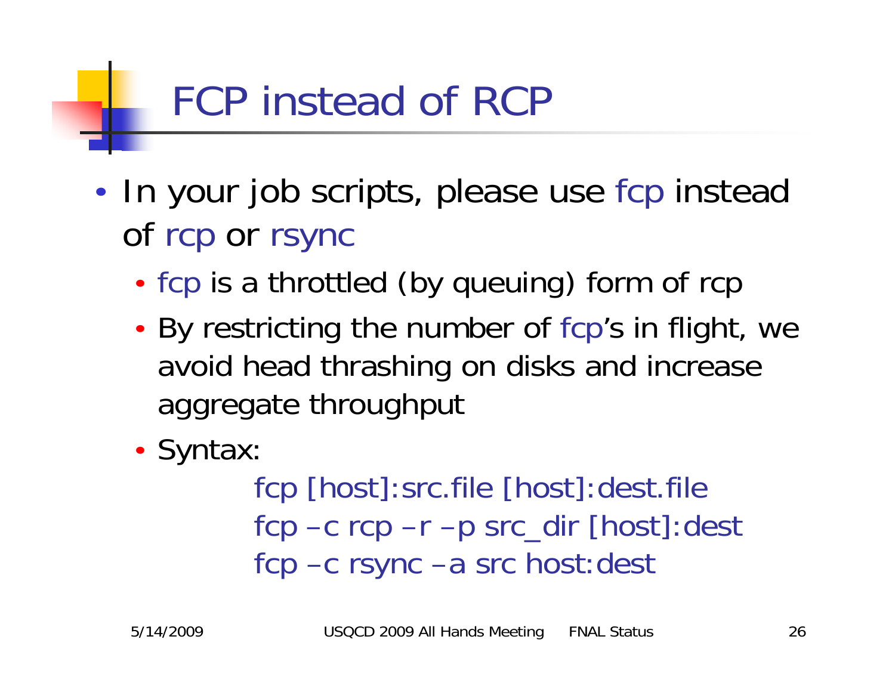# FCP instead of RCP

- In your job scripts, please use fcp instead of rcp or rsync
  - fcp is a throttled (by queuing) form of rcp
  - By restricting the number of fcp's in flight, we avoid head thrashing on disks and increase aggregate throughput
  - Syntax:

```
fcp [host]:src.file [host]:dest.file
fcp –c rcp –r –p src_dir [host]:dest
fcp –c rsync –a src host:dest
```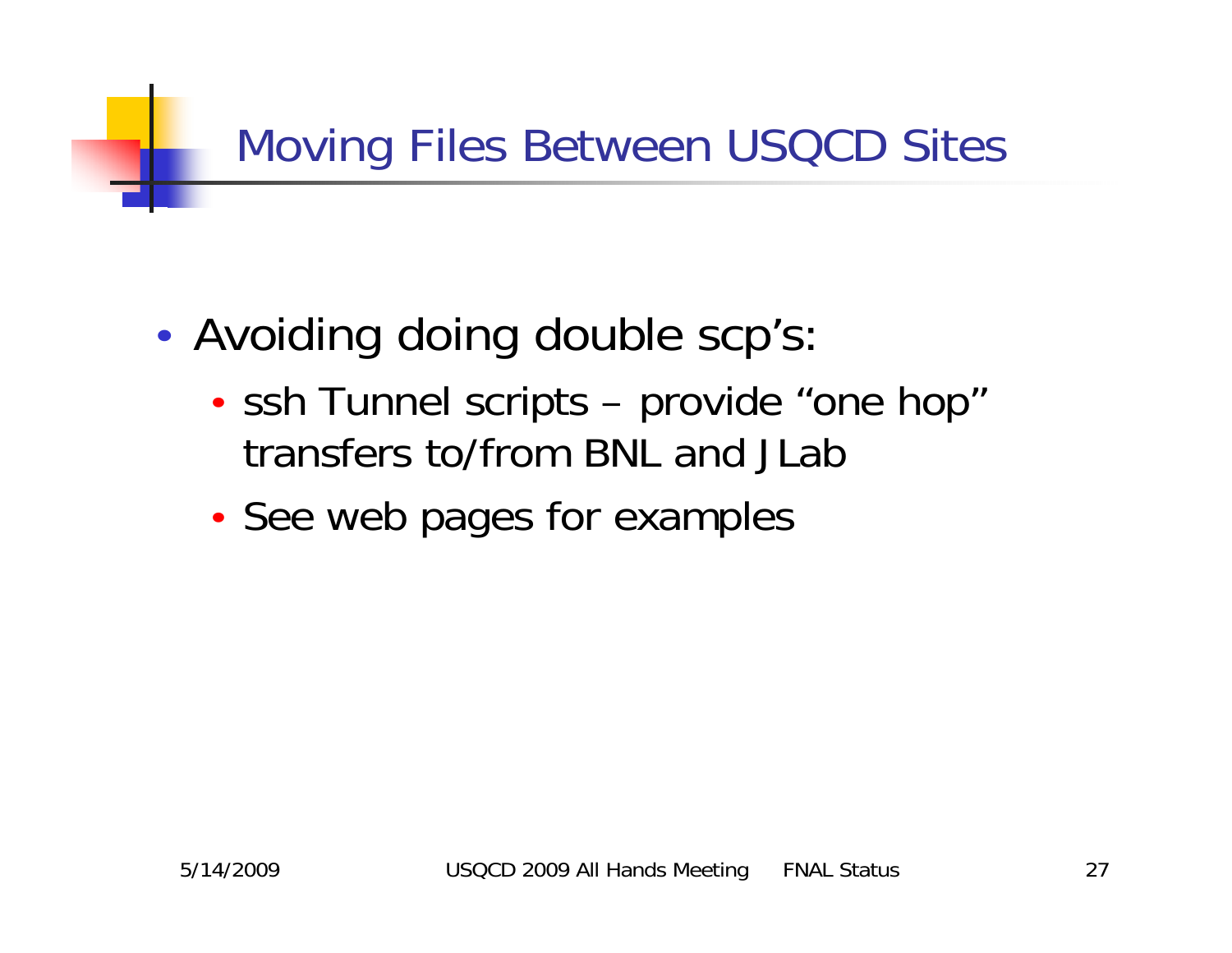# Moving Files Between USQCD Sites

- Avoiding doing double scp's:
  - ssh Tunnel scripts – provide "one hop" transfers to/from BNL and JLab
  - See web pages for examples